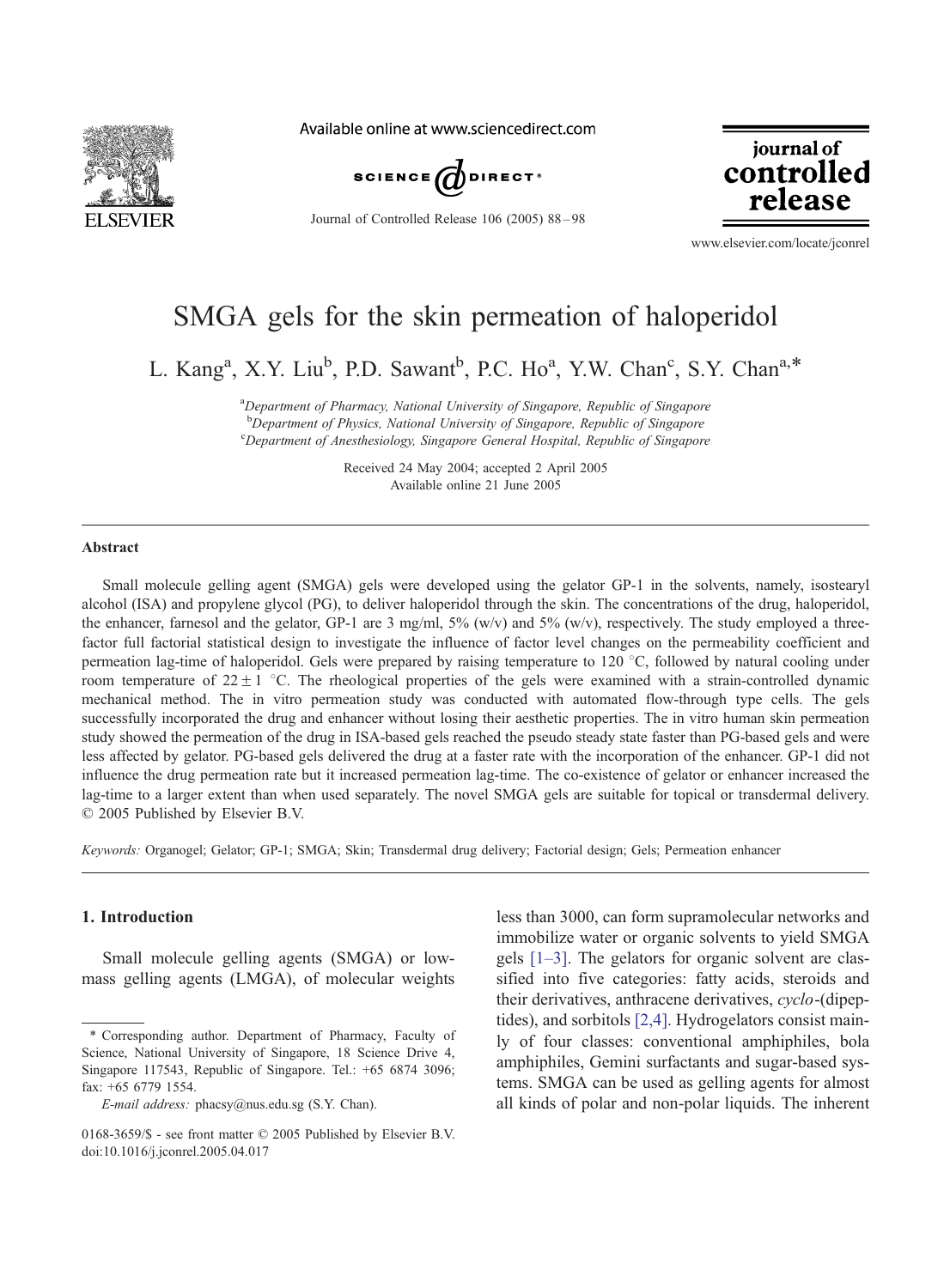# SMGA gels for the skin permeation of haloperidol

L. Kang[a], X.Y. Liu[b], P.D. Sawant[b], P.C. Ho[a], Y.W. Chan[c], S.Y. Chan[a,*]

[a]Department of Pharmacy, National University of Singapore, Republic of Singapore
[b]Department of Physics, National University of Singapore, Republic of Singapore
[c]Department of Anesthesiology, Singapore General Hospital, Republic of Singapore

Received 24 May 2004; accepted 2 April 2005
Available online 21 June 2005

## Abstract

Small molecule gelling agent (SMGA) gels were developed using the gelator GP-1 in the solvents, namely, isostearyl alcohol (ISA) and propylene glycol (PG), to deliver haloperidol through the skin. The concentrations of the drug, haloperidol, the enhancer, farnesol and the gelator, GP-1 are 3 mg/ml, 5% (w/v) and 5% (w/v), respectively. The study employed a three-factor full factorial statistical design to investigate the influence of factor level changes on the permeability coefficient and permeation lag-time of haloperidol. Gels were prepared by raising temperature to 120 °C, followed by natural cooling under room temperature of $22 \pm 1$ °C. The rheological properties of the gels were examined with a strain-controlled dynamic mechanical method. The in vitro permeation study was conducted with automated flow-through type cells. The gels successfully incorporated the drug and enhancer without losing their aesthetic properties. The in vitro human skin permeation study showed the permeation of the drug in ISA-based gels reached the pseudo steady state faster than PG-based gels and were less affected by gelator. PG-based gels delivered the drug at a faster rate with the incorporation of the enhancer. GP-1 did not influence the drug permeation rate but it increased permeation lag-time. The co-existence of gelator or enhancer increased the lag-time to a larger extent than when used separately. The novel SMGA gels are suitable for topical or transdermal delivery.
© 2005 Published by Elsevier B.V.

*Keywords:* Organogel; Gelator; GP-1; SMGA; Skin; Transdermal drug delivery; Factorial design; Gels; Permeation enhancer

## 1. Introduction

Small molecule gelling agents (SMGA) or low-mass gelling agents (LMGA), of molecular weights less than 3000, can form supramolecular networks and immobilize water or organic solvents to yield SMGA gels [1–3]. The gelators for organic solvent are classified into five categories: fatty acids, steroids and their derivatives, anthracene derivatives, *cyclo*-(dipeptides), and sorbitols [2,4]. Hydrogelators consist mainly of four classes: conventional amphiphiles, bola amphiphiles, Gemini surfactants and sugar-based systems. SMGA can be used as gelling agents for almost all kinds of polar and non-polar liquids. The inherent

---

\* Corresponding author. Department of Pharmacy, Faculty of Science, National University of Singapore, 18 Science Drive 4, Singapore 117543, Republic of Singapore. Tel.: +65 6874 3096; fax: +65 6779 1554.
*E-mail address:* phacsy@nus.edu.sg (S.Y. Chan).

0168-3659/$ - see front matter © 2005 Published by Elsevier B.V.
doi:10.1016/j.jconrel.2005.04.017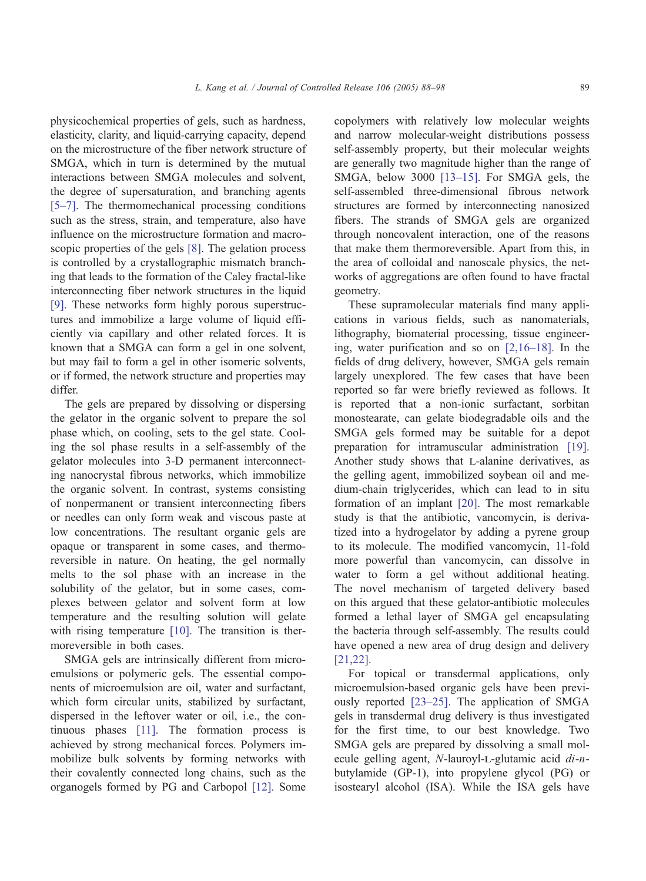physicochemical properties of gels, such as hardness, elasticity, clarity, and liquid-carrying capacity, depend on the microstructure of the fiber network structure of SMGA, which in turn is determined by the mutual interactions between SMGA molecules and solvent, the degree of supersaturation, and branching agents [5–7]. The thermomechanical processing conditions such as the stress, strain, and temperature, also have influence on the microstructure formation and macroscopic properties of the gels [8]. The gelation process is controlled by a crystallographic mismatch branching that leads to the formation of the Caley fractal-like interconnecting fiber network structures in the liquid [9]. These networks form highly porous superstructures and immobilize a large volume of liquid efficiently via capillary and other related forces. It is known that a SMGA can form a gel in one solvent, but may fail to form a gel in other isomeric solvents, or if formed, the network structure and properties may differ.

The gels are prepared by dissolving or dispersing the gelator in the organic solvent to prepare the sol phase which, on cooling, sets to the gel state. Cooling the sol phase results in a self-assembly of the gelator molecules into 3-D permanent interconnecting nanocrystal fibrous networks, which immobilize the organic solvent. In contrast, systems consisting of nonpermanent or transient interconnecting fibers or needles can only form weak and viscous paste at low concentrations. The resultant organic gels are opaque or transparent in some cases, and thermoreversible in nature. On heating, the gel normally melts to the sol phase with an increase in the solubility of the gelator, but in some cases, complexes between gelator and solvent form at low temperature and the resulting solution will gelate with rising temperature [10]. The transition is thermoreversible in both cases.

SMGA gels are intrinsically different from microemulsions or polymeric gels. The essential components of microemulsion are oil, water and surfactant, which form circular units, stabilized by surfactant, dispersed in the leftover water or oil, i.e., the continuous phases [11]. The formation process is achieved by strong mechanical forces. Polymers immobilize bulk solvents by forming networks with their covalently connected long chains, such as the organogels formed by PG and Carbopol [12]. Some copolymers with relatively low molecular weights and narrow molecular-weight distributions possess self-assembly property, but their molecular weights are generally two magnitude higher than the range of SMGA, below 3000 [13–15]. For SMGA gels, the self-assembled three-dimensional fibrous network structures are formed by interconnecting nanosized fibers. The strands of SMGA gels are organized through noncovalent interaction, one of the reasons that make them thermoreversible. Apart from this, in the area of colloidal and nanoscale physics, the networks of aggregations are often found to have fractal geometry.

These supramolecular materials find many applications in various fields, such as nanomaterials, lithography, biomaterial processing, tissue engineering, water purification and so on [2,16–18]. In the fields of drug delivery, however, SMGA gels remain largely unexplored. The few cases that have been reported so far were briefly reviewed as follows. It is reported that a non-ionic surfactant, sorbitan monostearate, can gelate biodegradable oils and the SMGA gels formed may be suitable for a depot preparation for intramuscular administration [19]. Another study shows that L-alanine derivatives, as the gelling agent, immobilized soybean oil and medium-chain triglycerides, which can lead to in situ formation of an implant [20]. The most remarkable study is that the antibiotic, vancomycin, is derivatized into a hydrogelator by adding a pyrene group to its molecule. The modified vancomycin, 11-fold more powerful than vancomycin, can dissolve in water to form a gel without additional heating. The novel mechanism of targeted delivery based on this argued that these gelator-antibiotic molecules formed a lethal layer of SMGA gel encapsulating the bacteria through self-assembly. The results could have opened a new area of drug design and delivery [21,22].

For topical or transdermal applications, only microemulsion-based organic gels have been previously reported [23–25]. The application of SMGA gels in transdermal drug delivery is thus investigated for the first time, to our best knowledge. Two SMGA gels are prepared by dissolving a small molecule gelling agent, *N*-lauroyl-L-glutamic acid *di-n*-butylamide (GP-1), into propylene glycol (PG) or isostearyl alcohol (ISA). While the ISA gels have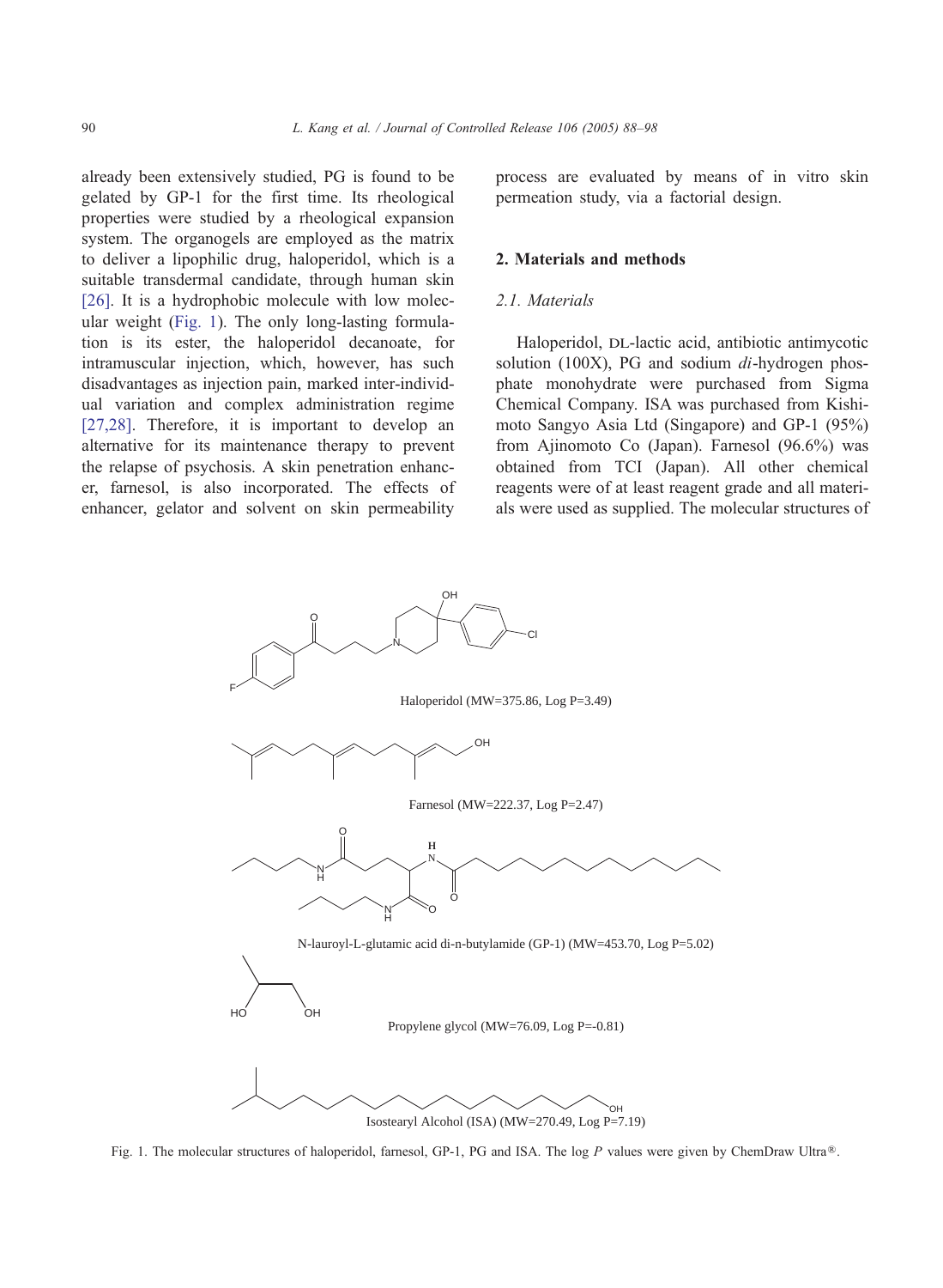already been extensively studied, PG is found to be gelated by GP-1 for the first time. Its rheological properties were studied by a rheological expansion system. The organogels are employed as the matrix to deliver a lipophilic drug, haloperidol, which is a suitable transdermal candidate, through human skin [26]. It is a hydrophobic molecule with low molecular weight (Fig. 1). The only long-lasting formulation is its ester, the haloperidol decanoate, for intramuscular injection, which, however, has such disadvantages as injection pain, marked inter-individual variation and complex administration regime [27,28]. Therefore, it is important to develop an alternative for its maintenance therapy to prevent the relapse of psychosis. A skin penetration enhancer, farnesol, is also incorporated. The effects of enhancer, gelator and solvent on skin permeability process are evaluated by means of in vitro skin permeation study, via a factorial design.

## 2. Materials and methods

### 2.1. Materials

Haloperidol, DL-lactic acid, antibiotic antimycotic solution (100X), PG and sodium *di*-hydrogen phosphate monohydrate were purchased from Sigma Chemical Company. ISA was purchased from Kishimoto Sangyo Asia Ltd (Singapore) and GP-1 (95%) from Ajinomoto Co (Japan). Farnesol (96.6%) was obtained from TCI (Japan). All other chemical reagents were of at least reagent grade and all materials were used as supplied. The molecular structures of

Haloperidol (MW=375.86, Log P=3.49)

Farnesol (MW=222.37, Log P=2.47)

N-lauroyl-L-glutamic acid di-n-butylamide (GP-1) (MW=453.70, Log P=5.02)

Propylene glycol (MW=76.09, Log P=-0.81)

Isostearyl Alcohol (ISA) (MW=270.49, Log P=7.19)

Fig. 1. The molecular structures of haloperidol, farnesol, GP-1, PG and ISA. The log *P* values were given by ChemDraw Ultra®.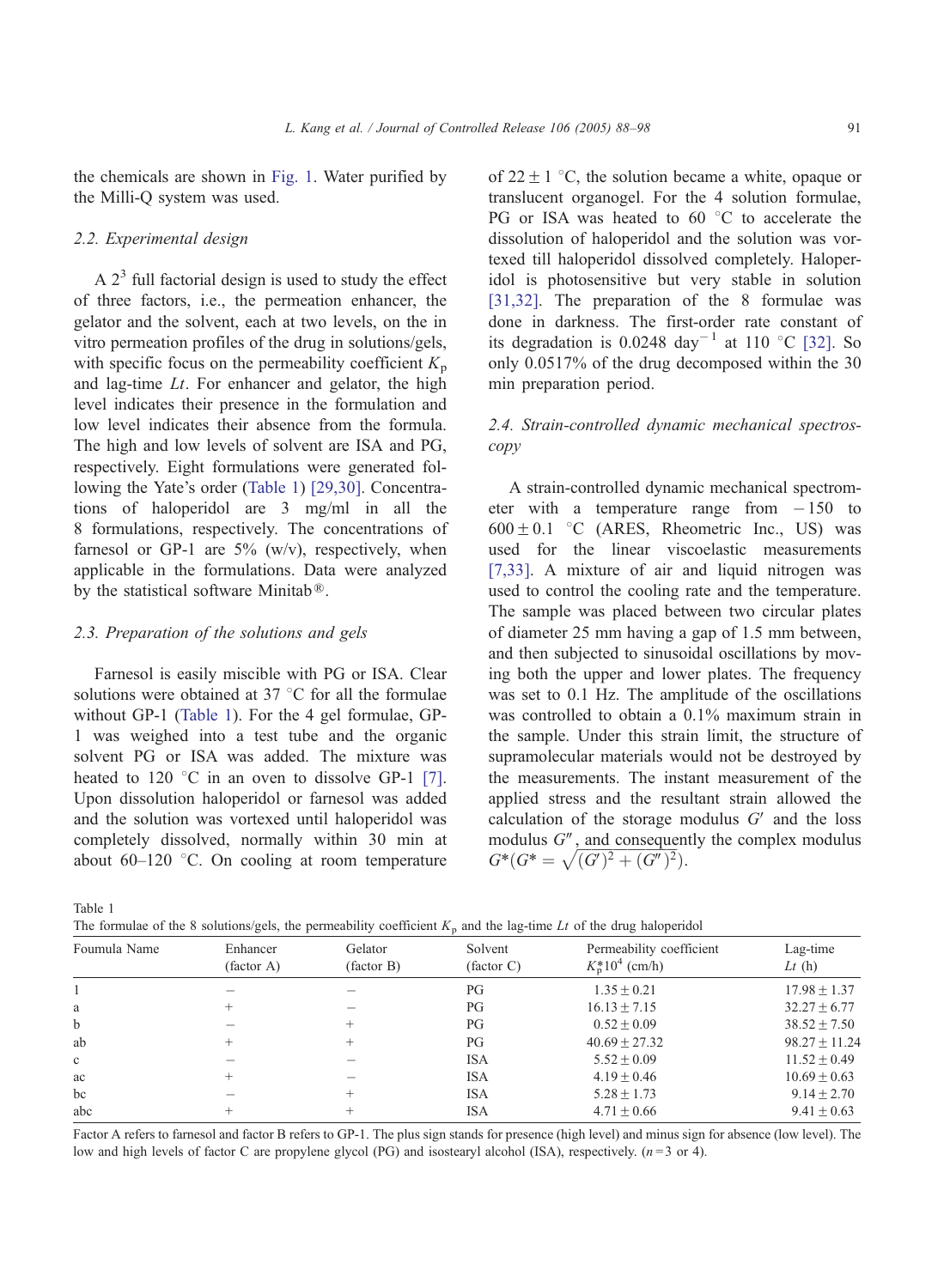the chemicals are shown in Fig. 1. Water purified by the Milli-Q system was used.

### 2.2. Experimental design

A $2^3$ full factorial design is used to study the effect of three factors, i.e., the permeation enhancer, the gelator and the solvent, each at two levels, on the in vitro permeation profiles of the drug in solutions/gels, with specific focus on the permeability coefficient $K_p$ and lag-time $Lt$. For enhancer and gelator, the high level indicates their presence in the formulation and low level indicates their absence from the formula. The high and low levels of solvent are ISA and PG, respectively. Eight formulations were generated following the Yate's order (Table 1) [29,30]. Concentrations of haloperidol are 3 mg/ml in all the 8 formulations, respectively. The concentrations of farnesol or GP-1 are 5% (w/v), respectively, when applicable in the formulations. Data were analyzed by the statistical software Minitab®.

### 2.3. Preparation of the solutions and gels

Farnesol is easily miscible with PG or ISA. Clear solutions were obtained at 37 °C for all the formulae without GP-1 (Table 1). For the 4 gel formulae, GP-1 was weighed into a test tube and the organic solvent PG or ISA was added. The mixture was heated to 120 °C in an oven to dissolve GP-1 [7]. Upon dissolution haloperidol or farnesol was added and the solution was vortexed until haloperidol was completely dissolved, normally within 30 min at about 60–120 °C. On cooling at room temperature of 22 ± 1 °C, the solution became a white, opaque or translucent organogel. For the 4 solution formulae, PG or ISA was heated to 60 °C to accelerate the dissolution of haloperidol and the solution was vortexed till haloperidol dissolved completely. Haloperidol is photosensitive but very stable in solution [31,32]. The preparation of the 8 formulae was done in darkness. The first-order rate constant of its degradation is 0.0248 day$^{-1}$ at 110 °C [32]. So only 0.0517% of the drug decomposed within the 30 min preparation period.

### 2.4. Strain-controlled dynamic mechanical spectroscopy

A strain-controlled dynamic mechanical spectrometer with a temperature range from −150 to 600 ± 0.1 °C (ARES, Rheometric Inc., US) was used for the linear viscoelastic measurements [7,33]. A mixture of air and liquid nitrogen was used to control the cooling rate and the temperature. The sample was placed between two circular plates of diameter 25 mm having a gap of 1.5 mm between, and then subjected to sinusoidal oscillations by moving both the upper and lower plates. The frequency was set to 0.1 Hz. The amplitude of the oscillations was controlled to obtain a 0.1% maximum strain in the sample. Under this strain limit, the structure of supramolecular materials would not be destroyed by the measurements. The instant measurement of the applied stress and the resultant strain allowed the calculation of the storage modulus $G'$ and the loss modulus $G''$, and consequently the complex modulus $G^*$($G^* = \sqrt{(G')^2 + (G'')^2}$).

Table 1
The formulae of the 8 solutions/gels, the permeability coefficient $K_p$ and the lag-time $Lt$ of the drug haloperidol

| Foumula Name | Enhancer (factor A) | Gelator (factor B) | Solvent (factor C) | Permeability coefficient $K_p^* 10^4$ (cm/h) | Lag-time $Lt$ (h) |
|---|---|---|---|---|---|
| 1 | − | − | PG | 1.35 ± 0.21 | 17.98 ± 1.37 |
| a | + | − | PG | 16.13 ± 7.15 | 32.27 ± 6.77 |
| b | − | + | PG | 0.52 ± 0.09 | 38.52 ± 7.50 |
| ab | + | + | PG | 40.69 ± 27.32 | 98.27 ± 11.24 |
| c | − | − | ISA | 5.52 ± 0.09 | 11.52 ± 0.49 |
| ac | + | − | ISA | 4.19 ± 0.46 | 10.69 ± 0.63 |
| bc | − | + | ISA | 5.28 ± 1.73 | 9.14 ± 2.70 |
| abc | + | + | ISA | 4.71 ± 0.66 | 9.41 ± 0.63 |

Factor A refers to farnesol and factor B refers to GP-1. The plus sign stands for presence (high level) and minus sign for absence (low level). The low and high levels of factor C are propylene glycol (PG) and isostearyl alcohol (ISA), respectively. ($n$ = 3 or 4).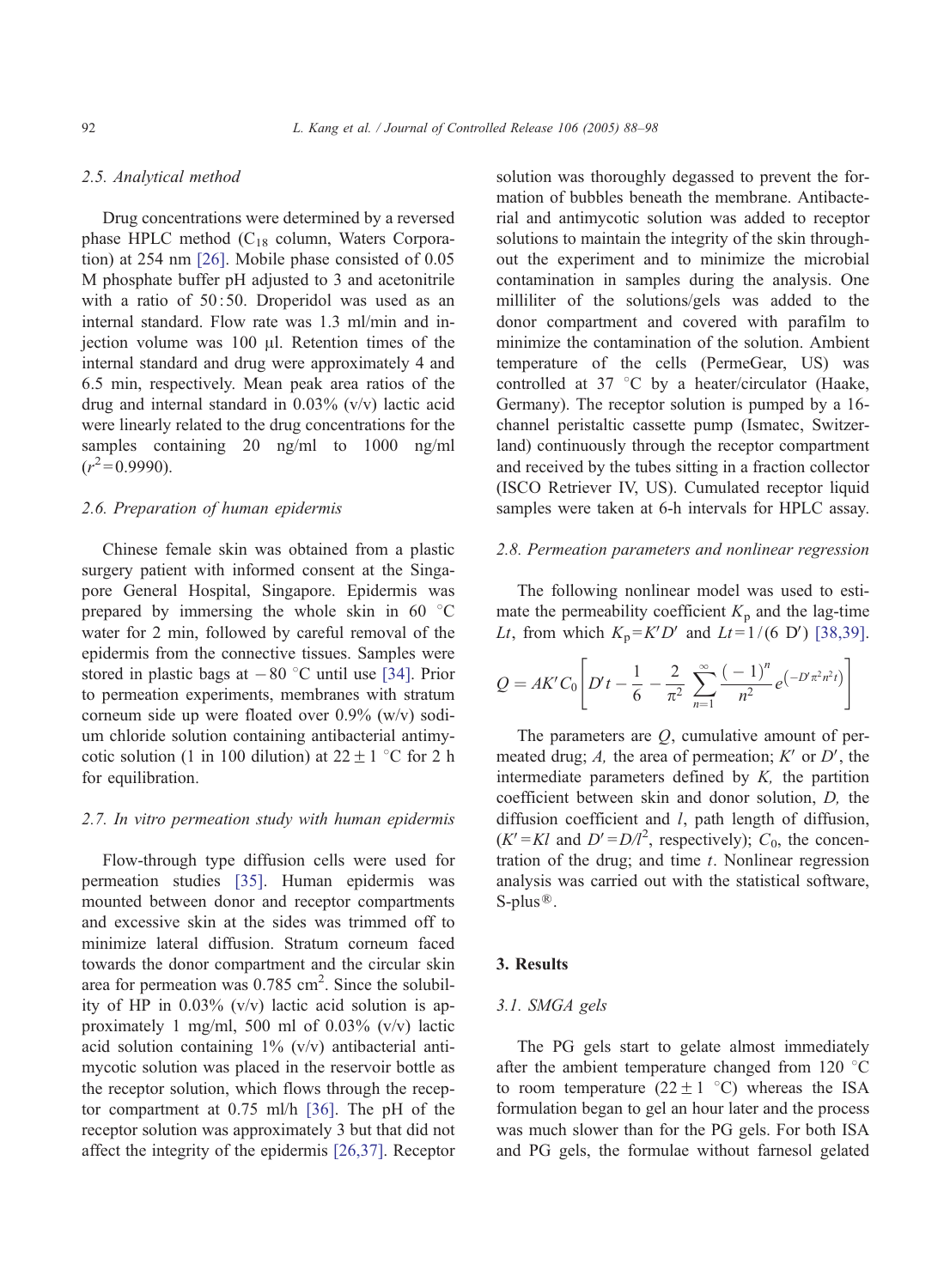### 2.5. Analytical method

Drug concentrations were determined by a reversed phase HPLC method ($C_{18}$ column, Waters Corporation) at 254 nm [26]. Mobile phase consisted of 0.05 M phosphate buffer pH adjusted to 3 and acetonitrile with a ratio of 50 : 50. Droperidol was used as an internal standard. Flow rate was 1.3 ml/min and injection volume was 100 μl. Retention times of the internal standard and drug were approximately 4 and 6.5 min, respectively. Mean peak area ratios of the drug and internal standard in 0.03% (v/v) lactic acid were linearly related to the drug concentrations for the samples containing 20 ng/ml to 1000 ng/ml ($r^2$ = 0.9990).

### 2.6. Preparation of human epidermis

Chinese female skin was obtained from a plastic surgery patient with informed consent at the Singapore General Hospital, Singapore. Epidermis was prepared by immersing the whole skin in 60 °C water for 2 min, followed by careful removal of the epidermis from the connective tissues. Samples were stored in plastic bags at −80 °C until use [34]. Prior to permeation experiments, membranes with stratum corneum side up were floated over 0.9% (w/v) sodium chloride solution containing antibacterial antimycotic solution (1 in 100 dilution) at 22 ± 1 °C for 2 h for equilibration.

### 2.7. In vitro permeation study with human epidermis

Flow-through type diffusion cells were used for permeation studies [35]. Human epidermis was mounted between donor and receptor compartments and excessive skin at the sides was trimmed off to minimize lateral diffusion. Stratum corneum faced towards the donor compartment and the circular skin area for permeation was 0.785 $cm^2$. Since the solubility of HP in 0.03% (v/v) lactic acid solution is approximately 1 mg/ml, 500 ml of 0.03% (v/v) lactic acid solution containing 1% (v/v) antibacterial antimycotic solution was placed in the reservoir bottle as the receptor solution, which flows through the receptor compartment at 0.75 ml/h [36]. The pH of the receptor solution was approximately 3 but that did not affect the integrity of the epidermis [26,37]. Receptor solution was thoroughly degassed to prevent the formation of bubbles beneath the membrane. Antibacterial and antimycotic solution was added to receptor solutions to maintain the integrity of the skin throughout the experiment and to minimize the microbial contamination in samples during the analysis. One milliliter of the solutions/gels was added to the donor compartment and covered with parafilm to minimize the contamination of the solution. Ambient temperature of the cells (PermeGear, US) was controlled at 37 °C by a heater/circulator (Haake, Germany). The receptor solution is pumped by a 16-channel peristaltic cassette pump (Ismatec, Switzerland) continuously through the receptor compartment and received by the tubes sitting in a fraction collector (ISCO Retriever IV, US). Cumulated receptor liquid samples were taken at 6-h intervals for HPLC assay.

### 2.8. Permeation parameters and nonlinear regression

The following nonlinear model was used to estimate the permeability coefficient $K_p$ and the lag-time $Lt$, from which $K_p = K'D'$ and $Lt = 1/(6\ D')$ [38,39].

$$Q = AK'C_0\left[D't - \frac{1}{6} - \frac{2}{\pi^2}\sum_{n=1}^{\infty}\frac{(-1)^n}{n^2}e^{\left(-D'\pi^2 n^2 t\right)}\right]$$

The parameters are $Q$, cumulative amount of permeated drug; $A$, the area of permeation; $K'$ or $D'$, the intermediate parameters defined by $K$, the partition coefficient between skin and donor solution, $D$, the diffusion coefficient and $l$, path length of diffusion, ($K' = Kl$ and $D' = D/l^2$, respectively); $C_0$, the concentration of the drug; and time $t$. Nonlinear regression analysis was carried out with the statistical software, S-plus®.

## 3. Results

### 3.1. SMGA gels

The PG gels start to gelate almost immediately after the ambient temperature changed from 120 °C to room temperature (22 ± 1 °C) whereas the ISA formulation began to gel an hour later and the process was much slower than for the PG gels. For both ISA and PG gels, the formulae without farnesol gelated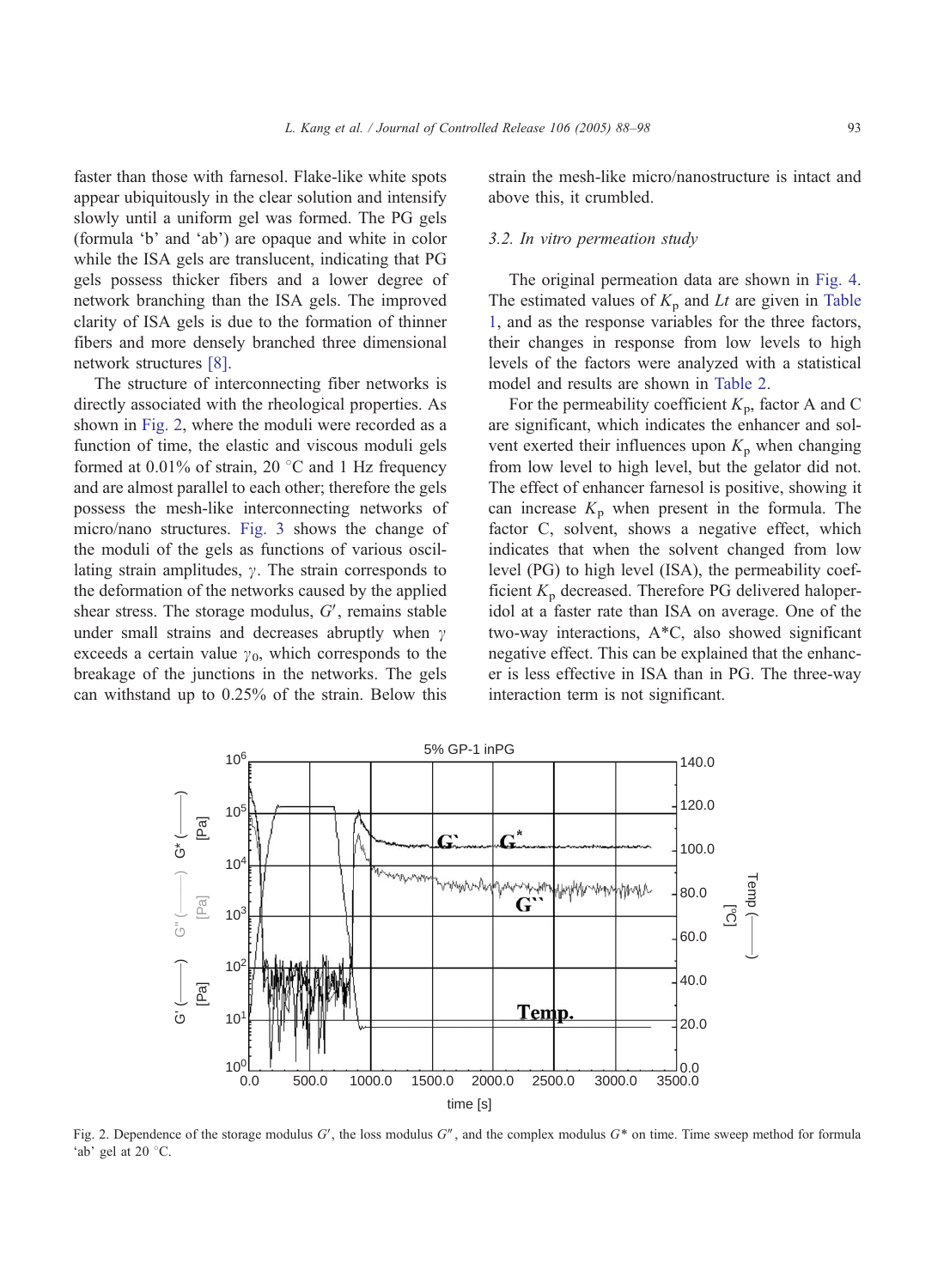faster than those with farnesol. Flake-like white spots appear ubiquitously in the clear solution and intensify slowly until a uniform gel was formed. The PG gels (formula 'b' and 'ab') are opaque and white in color while the ISA gels are translucent, indicating that PG gels possess thicker fibers and a lower degree of network branching than the ISA gels. The improved clarity of ISA gels is due to the formation of thinner fibers and more densely branched three dimensional network structures [8].

The structure of interconnecting fiber networks is directly associated with the rheological properties. As shown in Fig. 2, where the moduli were recorded as a function of time, the elastic and viscous moduli gels formed at 0.01% of strain, 20 °C and 1 Hz frequency and are almost parallel to each other; therefore the gels possess the mesh-like interconnecting networks of micro/nano structures. Fig. 3 shows the change of the moduli of the gels as functions of various oscillating strain amplitudes, $\gamma$. The strain corresponds to the deformation of the networks caused by the applied shear stress. The storage modulus, $G'$, remains stable under small strains and decreases abruptly when $\gamma$ exceeds a certain value $\gamma_0$, which corresponds to the breakage of the junctions in the networks. The gels can withstand up to 0.25% of the strain. Below this strain the mesh-like micro/nanostructure is intact and above this, it crumbled.

### 3.2. In vitro permeation study

The original permeation data are shown in Fig. 4. The estimated values of $K_p$ and $Lt$ are given in Table 1, and as the response variables for the three factors, their changes in response from low levels to high levels of the factors were analyzed with a statistical model and results are shown in Table 2.

For the permeability coefficient $K_p$, factor A and C are significant, which indicates the enhancer and solvent exerted their influences upon $K_p$ when changing from low level to high level, but the gelator did not. The effect of enhancer farnesol is positive, showing it can increase $K_p$ when present in the formula. The factor C, solvent, shows a negative effect, which indicates that when the solvent changed from low level (PG) to high level (ISA), the permeability coefficient $K_p$ decreased. Therefore PG delivered haloperidol at a faster rate than ISA on average. One of the two-way interactions, A*C, also showed significant negative effect. This can be explained that the enhancer is less effective in ISA than in PG. The three-way interaction term is not significant.

Fig. 2. Dependence of the storage modulus $G'$, the loss modulus $G''$, and the complex modulus $G^*$ on time. Time sweep method for formula 'ab' gel at 20 °C.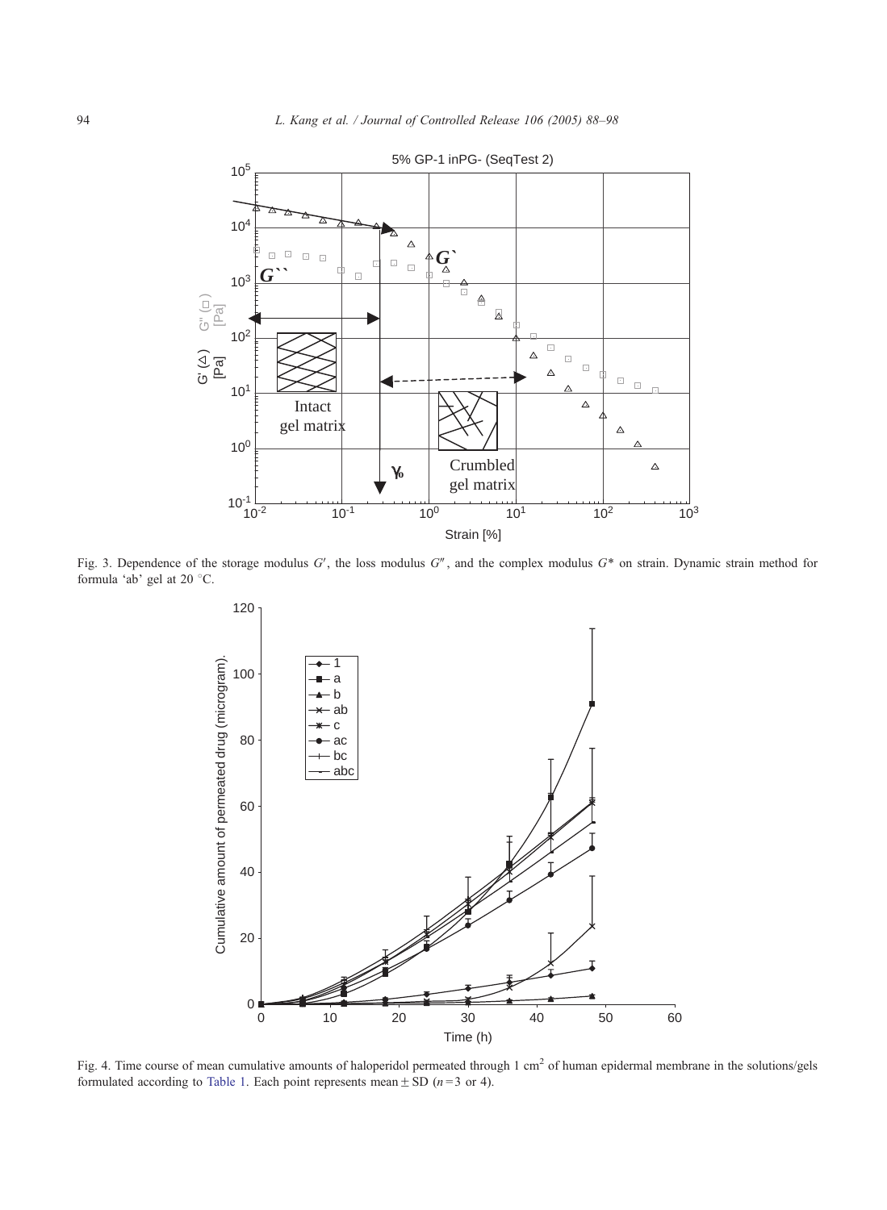Fig. 3. Dependence of the storage modulus $G'$, the loss modulus $G''$, and the complex modulus $G^*$ on strain. Dynamic strain method for formula 'ab' gel at 20 °C.

Fig. 4. Time course of mean cumulative amounts of haloperidol permeated through 1 $cm^2$ of human epidermal membrane in the solutions/gels formulated according to Table 1. Each point represents mean ± SD ($n = 3$ or 4).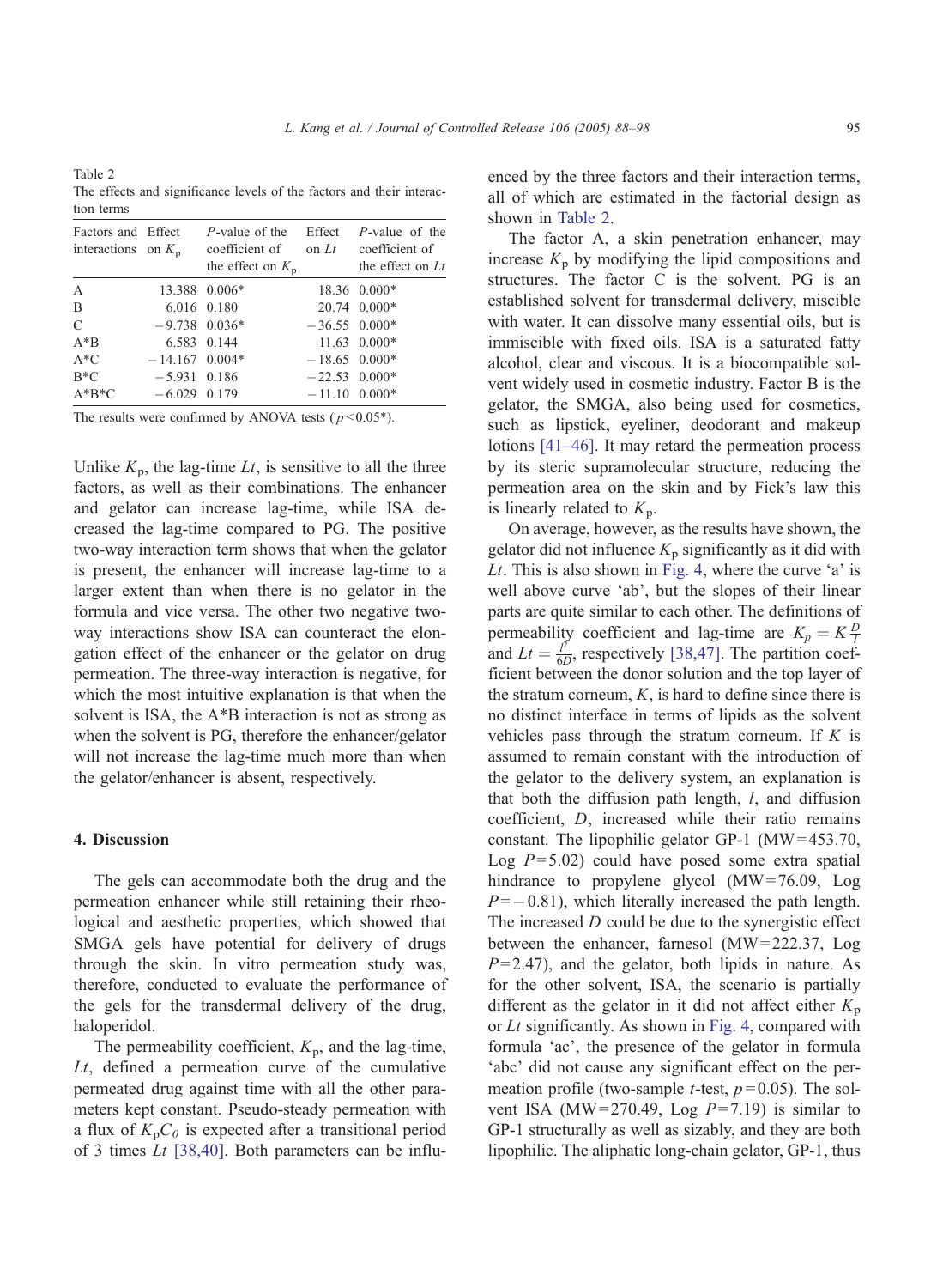Table 2
The effects and significance levels of the factors and their interaction terms

| Factors and interactions | Effect on $K_p$ | $P$-value of the coefficient of the effect on $K_p$ | Effect on $Lt$ | $P$-value of the coefficient of the effect on $Lt$ |
|---|---|---|---|---|
| A | 13.388 | 0.006* | 18.36 | 0.000* |
| B | 6.016 | 0.180 | 20.74 | 0.000* |
| C | −9.738 | 0.036* | −36.55 | 0.000* |
| A*B | 6.583 | 0.144 | 11.63 | 0.000* |
| A*C | −14.167 | 0.004* | −18.65 | 0.000* |
| B*C | −5.931 | 0.186 | −22.53 | 0.000* |
| A*B*C | −6.029 | 0.179 | −11.10 | 0.000* |

The results were confirmed by ANOVA tests ($p<0.05$*).

Unlike $K_p$, the lag-time $Lt$, is sensitive to all the three factors, as well as their combinations. The enhancer and gelator can increase lag-time, while ISA decreased the lag-time compared to PG. The positive two-way interaction term shows that when the gelator is present, the enhancer will increase lag-time to a larger extent than when there is no gelator in the formula and vice versa. The other two negative two-way interactions show ISA can counteract the elongation effect of the enhancer or the gelator on drug permeation. The three-way interaction is negative, for which the most intuitive explanation is that when the solvent is ISA, the A*B interaction is not as strong as when the solvent is PG, therefore the enhancer/gelator will not increase the lag-time much more than when the gelator/enhancer is absent, respectively.

## 4. Discussion

The gels can accommodate both the drug and the permeation enhancer while still retaining their rheological and aesthetic properties, which showed that SMGA gels have potential for delivery of drugs through the skin. In vitro permeation study was, therefore, conducted to evaluate the performance of the gels for the transdermal delivery of the drug, haloperidol.

The permeability coefficient, $K_p$, and the lag-time, $Lt$, defined a permeation curve of the cumulative permeated drug against time with all the other parameters kept constant. Pseudo-steady permeation with a flux of $K_pC_0$ is expected after a transitional period of 3 times $Lt$ [38,40]. Both parameters can be influenced by the three factors and their interaction terms, all of which are estimated in the factorial design as shown in Table 2.

The factor A, a skin penetration enhancer, may increase $K_p$ by modifying the lipid compositions and structures. The factor C is the solvent. PG is an established solvent for transdermal delivery, miscible with water. It can dissolve many essential oils, but is immiscible with fixed oils. ISA is a saturated fatty alcohol, clear and viscous. It is a biocompatible solvent widely used in cosmetic industry. Factor B is the gelator, the SMGA, also being used for cosmetics, such as lipstick, eyeliner, deodorant and makeup lotions [41–46]. It may retard the permeation process by its steric supramolecular structure, reducing the permeation area on the skin and by Fick's law this is linearly related to $K_p$.

On average, however, as the results have shown, the gelator did not influence $K_p$ significantly as it did with $Lt$. This is also shown in Fig. 4, where the curve 'a' is well above curve 'ab', but the slopes of their linear parts are quite similar to each other. The definitions of permeability coefficient and lag-time are $K_p = K\frac{D}{l}$ and $Lt = \frac{l^2}{6D}$, respectively [38,47]. The partition coefficient between the donor solution and the top layer of the stratum corneum, $K$, is hard to define since there is no distinct interface in terms of lipids as the solvent vehicles pass through the stratum corneum. If $K$ is assumed to remain constant with the introduction of the gelator to the delivery system, an explanation is that both the diffusion path length, $l$, and diffusion coefficient, $D$, increased while their ratio remains constant. The lipophilic gelator GP-1 (MW = 453.70, Log $P$ = 5.02) could have posed some extra spatial hindrance to propylene glycol (MW = 76.09, Log $P$ = −0.81), which literally increased the path length. The increased $D$ could be due to the synergistic effect between the enhancer, farnesol (MW = 222.37, Log $P$ = 2.47), and the gelator, both lipids in nature. As for the other solvent, ISA, the scenario is partially different as the gelator in it did not affect either $K_p$ or $Lt$ significantly. As shown in Fig. 4, compared with formula 'ac', the presence of the gelator in formula 'abc' did not cause any significant effect on the permeation profile (two-sample $t$-test, $p$ = 0.05). The solvent ISA (MW = 270.49, Log $P$ = 7.19) is similar to GP-1 structurally as well as sizably, and they are both lipophilic. The aliphatic long-chain gelator, GP-1, thus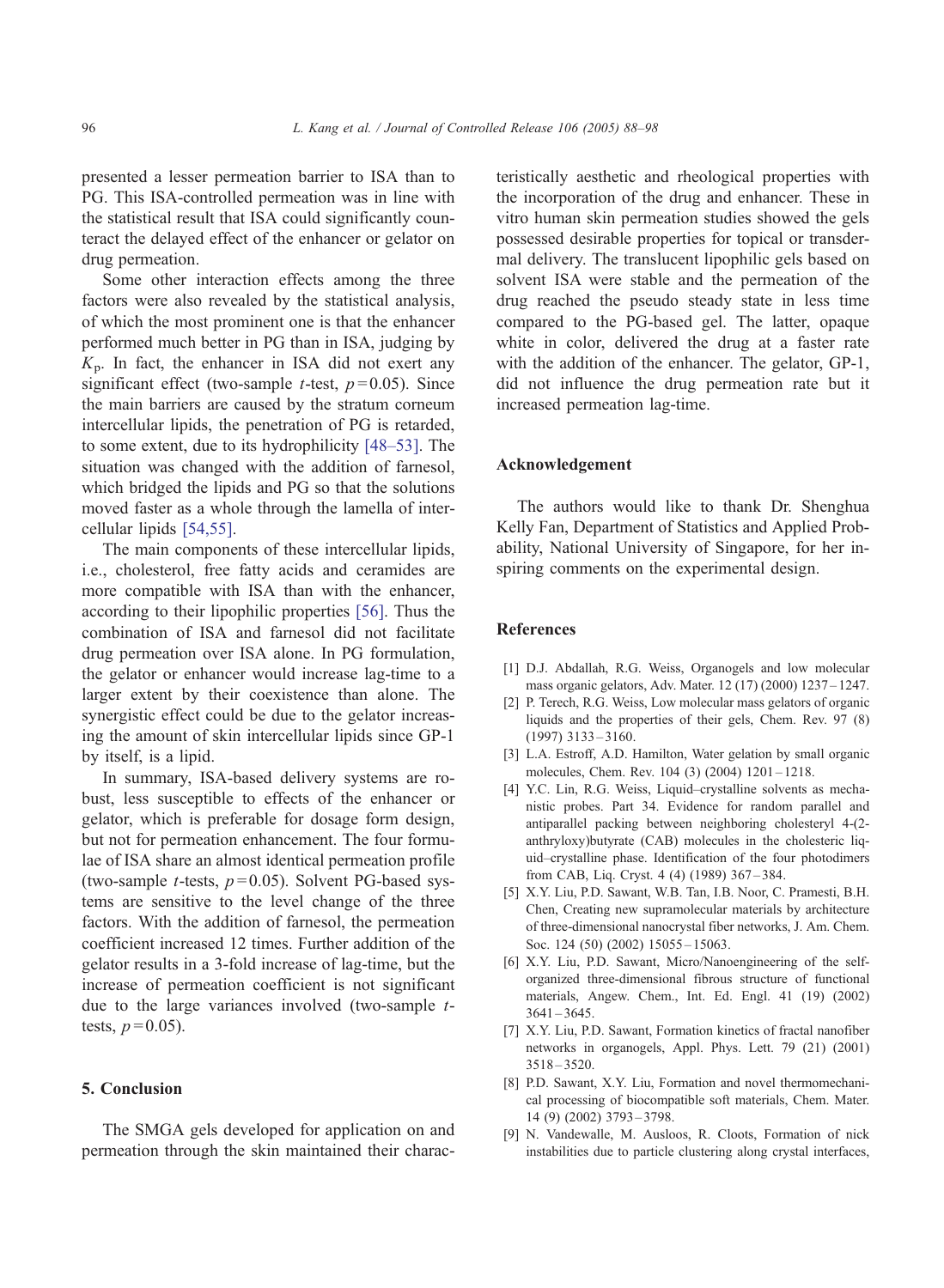presented a lesser permeation barrier to ISA than to PG. This ISA-controlled permeation was in line with the statistical result that ISA could significantly counteract the delayed effect of the enhancer or gelator on drug permeation.

Some other interaction effects among the three factors were also revealed by the statistical analysis, of which the most prominent one is that the enhancer performed much better in PG than in ISA, judging by $K_p$. In fact, the enhancer in ISA did not exert any significant effect (two-sample $t$-test, $p = 0.05$). Since the main barriers are caused by the stratum corneum intercellular lipids, the penetration of PG is retarded, to some extent, due to its hydrophilicity [48–53]. The situation was changed with the addition of farnesol, which bridged the lipids and PG so that the solutions moved faster as a whole through the lamella of intercellular lipids [54,55].

The main components of these intercellular lipids, i.e., cholesterol, free fatty acids and ceramides are more compatible with ISA than with the enhancer, according to their lipophilic properties [56]. Thus the combination of ISA and farnesol did not facilitate drug permeation over ISA alone. In PG formulation, the gelator or enhancer would increase lag-time to a larger extent by their coexistence than alone. The synergistic effect could be due to the gelator increasing the amount of skin intercellular lipids since GP-1 by itself, is a lipid.

In summary, ISA-based delivery systems are robust, less susceptible to effects of the enhancer or gelator, which is preferable for dosage form design, but not for permeation enhancement. The four formulae of ISA share an almost identical permeation profile (two-sample $t$-tests, $p = 0.05$). Solvent PG-based systems are sensitive to the level change of the three factors. With the addition of farnesol, the permeation coefficient increased 12 times. Further addition of the gelator results in a 3-fold increase of lag-time, but the increase of permeation coefficient is not significant due to the large variances involved (two-sample $t$-tests, $p = 0.05$).

## 5. Conclusion

The SMGA gels developed for application on and permeation through the skin maintained their characteristically aesthetic and rheological properties with the incorporation of the drug and enhancer. These in vitro human skin permeation studies showed the gels possessed desirable properties for topical or transdermal delivery. The translucent lipophilic gels based on solvent ISA were stable and the permeation of the drug reached the pseudo steady state in less time compared to the PG-based gel. The latter, opaque white in color, delivered the drug at a faster rate with the addition of the enhancer. The gelator, GP-1, did not influence the drug permeation rate but it increased permeation lag-time.

## Acknowledgement

The authors would like to thank Dr. Shenghua Kelly Fan, Department of Statistics and Applied Probability, National University of Singapore, for her inspiring comments on the experimental design.

## References

[1] D.J. Abdallah, R.G. Weiss, Organogels and low molecular mass organic gelators, Adv. Mater. 12 (17) (2000) 1237–1247.

[2] P. Terech, R.G. Weiss, Low molecular mass gelators of organic liquids and the properties of their gels, Chem. Rev. 97 (8) (1997) 3133–3160.

[3] L.A. Estroff, A.D. Hamilton, Water gelation by small organic molecules, Chem. Rev. 104 (3) (2004) 1201–1218.

[4] Y.C. Lin, R.G. Weiss, Liquid–crystalline solvents as mechanistic probes. Part 34. Evidence for random parallel and antiparallel packing between neighboring cholesteryl 4-(2-anthryloxy)butyrate (CAB) molecules in the cholesteric liquid–crystalline phase. Identification of the four photodimers from CAB, Liq. Cryst. 4 (4) (1989) 367–384.

[5] X.Y. Liu, P.D. Sawant, W.B. Tan, I.B. Noor, C. Pramesti, B.H. Chen, Creating new supramolecular materials by architecture of three-dimensional nanocrystal fiber networks, J. Am. Chem. Soc. 124 (50) (2002) 15055–15063.

[6] X.Y. Liu, P.D. Sawant, Micro/Nanoengineering of the self-organized three-dimensional fibrous structure of functional materials, Angew. Chem., Int. Ed. Engl. 41 (19) (2002) 3641–3645.

[7] X.Y. Liu, P.D. Sawant, Formation kinetics of fractal nanofiber networks in organogels, Appl. Phys. Lett. 79 (21) (2001) 3518–3520.

[8] P.D. Sawant, X.Y. Liu, Formation and novel thermomechanical processing of biocompatible soft materials, Chem. Mater. 14 (9) (2002) 3793–3798.

[9] N. Vandewalle, M. Ausloos, R. Cloots, Formation of nick instabilities due to particle clustering along crystal interfaces,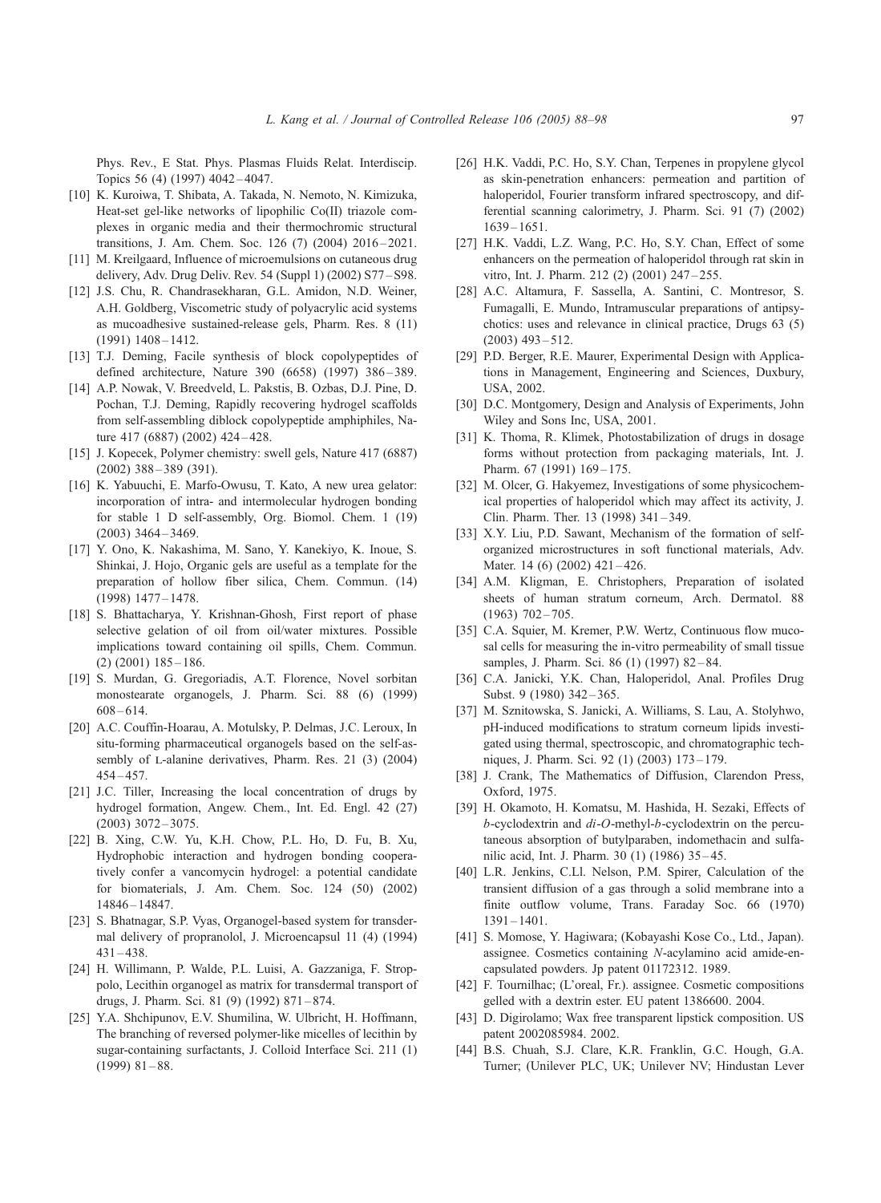Phys. Rev., E Stat. Phys. Plasmas Fluids Relat. Interdiscip. Topics 56 (4) (1997) 4042–4047.

[10] K. Kuroiwa, T. Shibata, A. Takada, N. Nemoto, N. Kimizuka, Heat-set gel-like networks of lipophilic Co(II) triazole complexes in organic media and their thermochromic structural transitions, J. Am. Chem. Soc. 126 (7) (2004) 2016–2021.

[11] M. Kreilgaard, Influence of microemulsions on cutaneous drug delivery, Adv. Drug Deliv. Rev. 54 (Suppl 1) (2002) S77–S98.

[12] J.S. Chu, R. Chandrasekharan, G.L. Amidon, N.D. Weiner, A.H. Goldberg, Viscometric study of polyacrylic acid systems as mucoadhesive sustained-release gels, Pharm. Res. 8 (11) (1991) 1408–1412.

[13] T.J. Deming, Facile synthesis of block copolypeptides of defined architecture, Nature 390 (6658) (1997) 386–389.

[14] A.P. Nowak, V. Breedveld, L. Pakstis, B. Ozbas, D.J. Pine, D. Pochan, T.J. Deming, Rapidly recovering hydrogel scaffolds from self-assembling diblock copolypeptide amphiphiles, Nature 417 (6887) (2002) 424–428.

[15] J. Kopecek, Polymer chemistry: swell gels, Nature 417 (6887) (2002) 388–389 (391).

[16] K. Yabuuchi, E. Marfo-Owusu, T. Kato, A new urea gelator: incorporation of intra- and intermolecular hydrogen bonding for stable 1 D self-assembly, Org. Biomol. Chem. 1 (19) (2003) 3464–3469.

[17] Y. Ono, K. Nakashima, M. Sano, Y. Kanekiyo, K. Inoue, S. Shinkai, J. Hojo, Organic gels are useful as a template for the preparation of hollow fiber silica, Chem. Commun. (14) (1998) 1477–1478.

[18] S. Bhattacharya, Y. Krishnan-Ghosh, First report of phase selective gelation of oil from oil/water mixtures. Possible implications toward containing oil spills, Chem. Commun. (2) (2001) 185–186.

[19] S. Murdan, G. Gregoriadis, A.T. Florence, Novel sorbitan monostearate organogels, J. Pharm. Sci. 88 (6) (1999) 608–614.

[20] A.C. Couffin-Hoarau, A. Motulsky, P. Delmas, J.C. Leroux, In situ-forming pharmaceutical organogels based on the self-assembly of L-alanine derivatives, Pharm. Res. 21 (3) (2004) 454–457.

[21] J.C. Tiller, Increasing the local concentration of drugs by hydrogel formation, Angew. Chem., Int. Ed. Engl. 42 (27) (2003) 3072–3075.

[22] B. Xing, C.W. Yu, K.H. Chow, P.L. Ho, D. Fu, B. Xu, Hydrophobic interaction and hydrogen bonding cooperatively confer a vancomycin hydrogel: a potential candidate for biomaterials, J. Am. Chem. Soc. 124 (50) (2002) 14846–14847.

[23] S. Bhatnagar, S.P. Vyas, Organogel-based system for transdermal delivery of propranolol, J. Microencapsul 11 (4) (1994) 431–438.

[24] H. Willimann, P. Walde, P.L. Luisi, A. Gazzaniga, F. Stroppolo, Lecithin organogel as matrix for transdermal transport of drugs, J. Pharm. Sci. 81 (9) (1992) 871–874.

[25] Y.A. Shchipunov, E.V. Shumilina, W. Ulbricht, H. Hoffmann, The branching of reversed polymer-like micelles of lecithin by sugar-containing surfactants, J. Colloid Interface Sci. 211 (1) (1999) 81–88.

[26] H.K. Vaddi, P.C. Ho, S.Y. Chan, Terpenes in propylene glycol as skin-penetration enhancers: permeation and partition of haloperidol, Fourier transform infrared spectroscopy, and differential scanning calorimetry, J. Pharm. Sci. 91 (7) (2002) 1639–1651.

[27] H.K. Vaddi, L.Z. Wang, P.C. Ho, S.Y. Chan, Effect of some enhancers on the permeation of haloperidol through rat skin in vitro, Int. J. Pharm. 212 (2) (2001) 247–255.

[28] A.C. Altamura, F. Sassella, A. Santini, C. Montresor, S. Fumagalli, E. Mundo, Intramuscular preparations of antipsychotics: uses and relevance in clinical practice, Drugs 63 (5) (2003) 493–512.

[29] P.D. Berger, R.E. Maurer, Experimental Design with Applications in Management, Engineering and Sciences, Duxbury, USA, 2002.

[30] D.C. Montgomery, Design and Analysis of Experiments, John Wiley and Sons Inc, USA, 2001.

[31] K. Thoma, R. Klimek, Photostabilization of drugs in dosage forms without protection from packaging materials, Int. J. Pharm. 67 (1991) 169–175.

[32] M. Olcer, G. Hakyemez, Investigations of some physicochemical properties of haloperidol which may affect its activity, J. Clin. Pharm. Ther. 13 (1998) 341–349.

[33] X.Y. Liu, P.D. Sawant, Mechanism of the formation of self-organized microstructures in soft functional materials, Adv. Mater. 14 (6) (2002) 421–426.

[34] A.M. Kligman, E. Christophers, Preparation of isolated sheets of human stratum corneum, Arch. Dermatol. 88 (1963) 702–705.

[35] C.A. Squier, M. Kremer, P.W. Wertz, Continuous flow mucosal cells for measuring the in-vitro permeability of small tissue samples, J. Pharm. Sci. 86 (1) (1997) 82–84.

[36] C.A. Janicki, Y.K. Chan, Haloperidol, Anal. Profiles Drug Subst. 9 (1980) 342–365.

[37] M. Sznitowska, S. Janicki, A. Williams, S. Lau, A. Stolyhwo, pH-induced modifications to stratum corneum lipids investigated using thermal, spectroscopic, and chromatographic techniques, J. Pharm. Sci. 92 (1) (2003) 173–179.

[38] J. Crank, The Mathematics of Diffusion, Clarendon Press, Oxford, 1975.

[39] H. Okamoto, H. Komatsu, M. Hashida, H. Sezaki, Effects of *b*-cyclodextrin and *di-O*-methyl-*b*-cyclodextrin on the percutaneous absorption of butylparaben, indomethacin and sulfanilic acid, Int. J. Pharm. 30 (1) (1986) 35–45.

[40] L.R. Jenkins, C.Ll. Nelson, P.M. Spirer, Calculation of the transient diffusion of a gas through a solid membrane into a finite outflow volume, Trans. Faraday Soc. 66 (1970) 1391–1401.

[41] S. Momose, Y. Hagiwara; (Kobayashi Kose Co., Ltd., Japan). assignee. Cosmetics containing *N*-acylamino acid amide-encapsulated powders. Jp patent 01172312. 1989.

[42] F. Tournilhac; (L'oreal, Fr.). assignee. Cosmetic compositions gelled with a dextrin ester. EU patent 1386600. 2004.

[43] D. Digirolamo; Wax free transparent lipstick composition. US patent 2002085984. 2002.

[44] B.S. Chuah, S.J. Clare, K.R. Franklin, G.C. Hough, G.A. Turner; (Unilever PLC, UK; Unilever NV; Hindustan Lever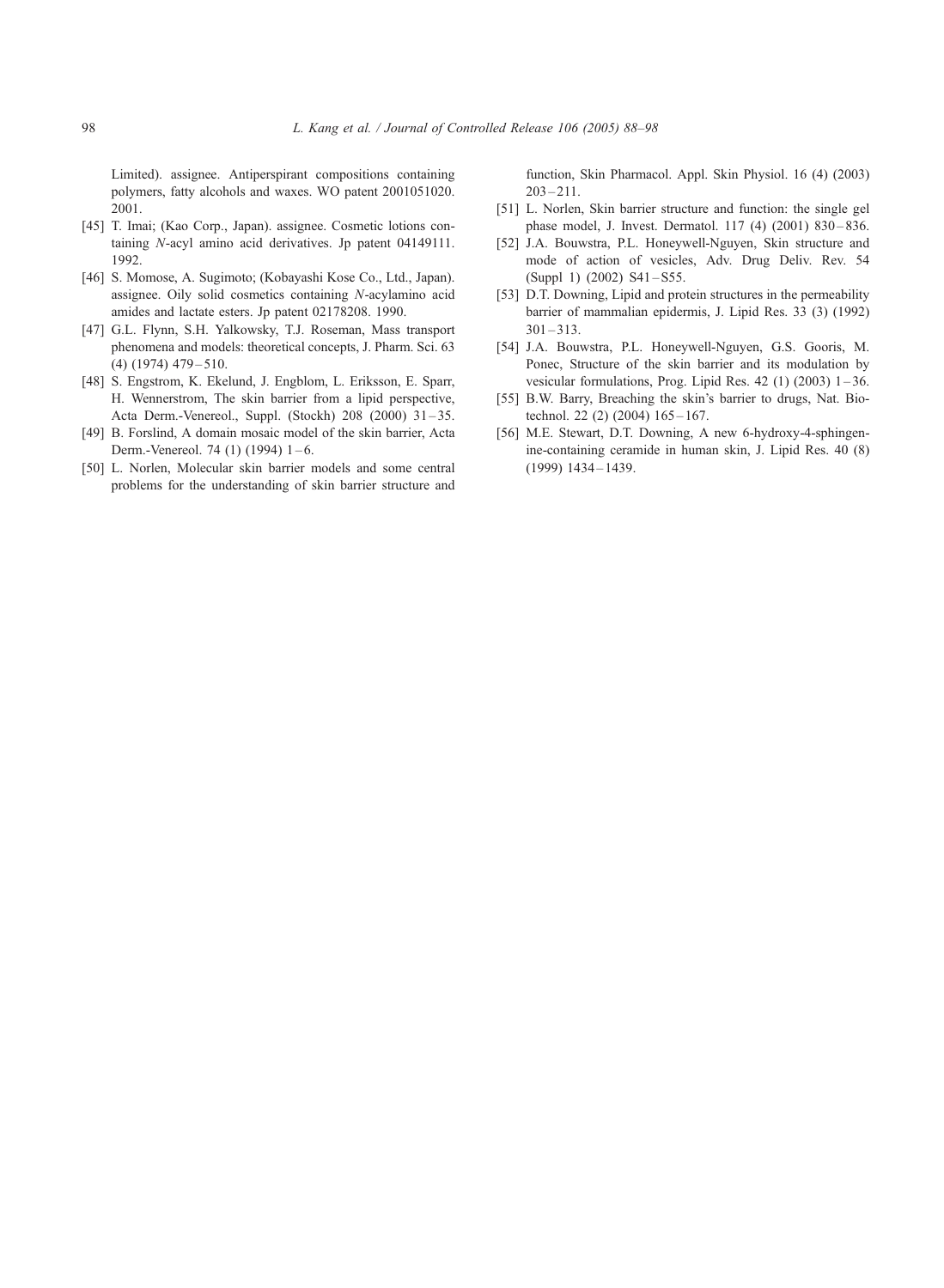Limited). assignee. Antiperspirant compositions containing polymers, fatty alcohols and waxes. WO patent 2001051020. 2001.

[45] T. Imai; (Kao Corp., Japan). assignee. Cosmetic lotions containing *N*-acyl amino acid derivatives. Jp patent 04149111. 1992.

[46] S. Momose, A. Sugimoto; (Kobayashi Kose Co., Ltd., Japan). assignee. Oily solid cosmetics containing *N*-acylamino acid amides and lactate esters. Jp patent 02178208. 1990.

[47] G.L. Flynn, S.H. Yalkowsky, T.J. Roseman, Mass transport phenomena and models: theoretical concepts, J. Pharm. Sci. 63 (4) (1974) 479–510.

[48] S. Engstrom, K. Ekelund, J. Engblom, L. Eriksson, E. Sparr, H. Wennerstrom, The skin barrier from a lipid perspective, Acta Derm.-Venereol., Suppl. (Stockh) 208 (2000) 31–35.

[49] B. Forslind, A domain mosaic model of the skin barrier, Acta Derm.-Venereol. 74 (1) (1994) 1–6.

[50] L. Norlen, Molecular skin barrier models and some central problems for the understanding of skin barrier structure and function, Skin Pharmacol. Appl. Skin Physiol. 16 (4) (2003) 203–211.

[51] L. Norlen, Skin barrier structure and function: the single gel phase model, J. Invest. Dermatol. 117 (4) (2001) 830–836.

[52] J.A. Bouwstra, P.L. Honeywell-Nguyen, Skin structure and mode of action of vesicles, Adv. Drug Deliv. Rev. 54 (Suppl 1) (2002) S41–S55.

[53] D.T. Downing, Lipid and protein structures in the permeability barrier of mammalian epidermis, J. Lipid Res. 33 (3) (1992) 301–313.

[54] J.A. Bouwstra, P.L. Honeywell-Nguyen, G.S. Gooris, M. Ponec, Structure of the skin barrier and its modulation by vesicular formulations, Prog. Lipid Res. 42 (1) (2003) 1–36.

[55] B.W. Barry, Breaching the skin's barrier to drugs, Nat. Biotechnol. 22 (2) (2004) 165–167.

[56] M.E. Stewart, D.T. Downing, A new 6-hydroxy-4-sphingenine-containing ceramide in human skin, J. Lipid Res. 40 (8) (1999) 1434–1439.